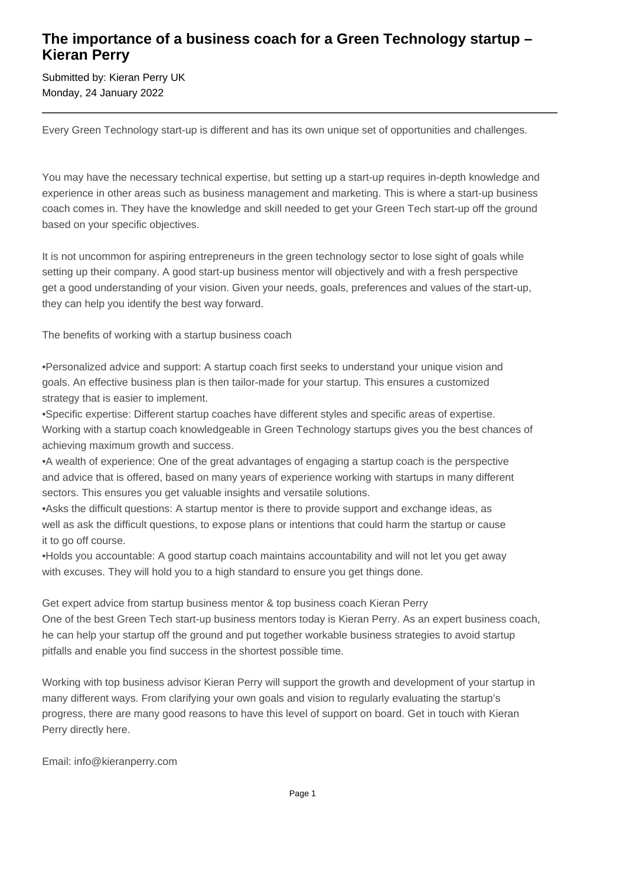# The importance of a business coach for a Green Technology startup – Kieran Perry

Submitted by: Kieran Perry UK
Monday, 24 January 2022

---

Every Green Technology start-up is different and has its own unique set of opportunities and challenges.

You may have the necessary technical expertise, but setting up a start-up requires in-depth knowledge and experience in other areas such as business management and marketing. This is where a start-up business coach comes in. They have the knowledge and skill needed to get your Green Tech start-up off the ground based on your specific objectives.

It is not uncommon for aspiring entrepreneurs in the green technology sector to lose sight of goals while setting up their company. A good start-up business mentor will objectively and with a fresh perspective get a good understanding of your vision. Given your needs, goals, preferences and values of the start-up, they can help you identify the best way forward.

The benefits of working with a startup business coach

•Personalized advice and support: A startup coach first seeks to understand your unique vision and goals. An effective business plan is then tailor-made for your startup. This ensures a customized strategy that is easier to implement.
•Specific expertise: Different startup coaches have different styles and specific areas of expertise. Working with a startup coach knowledgeable in Green Technology startups gives you the best chances of achieving maximum growth and success.
•A wealth of experience: One of the great advantages of engaging a startup coach is the perspective and advice that is offered, based on many years of experience working with startups in many different sectors. This ensures you get valuable insights and versatile solutions.
•Asks the difficult questions: A startup mentor is there to provide support and exchange ideas, as well as ask the difficult questions, to expose plans or intentions that could harm the startup or cause it to go off course.
•Holds you accountable: A good startup coach maintains accountability and will not let you get away with excuses. They will hold you to a high standard to ensure you get things done.

Get expert advice from startup business mentor & top business coach Kieran Perry
One of the best Green Tech start-up business mentors today is Kieran Perry. As an expert business coach, he can help your startup off the ground and put together workable business strategies to avoid startup pitfalls and enable you find success in the shortest possible time.

Working with top business advisor Kieran Perry will support the growth and development of your startup in many different ways. From clarifying your own goals and vision to regularly evaluating the startup's progress, there are many good reasons to have this level of support on board. Get in touch with Kieran Perry directly here.

Email: info@kieranperry.com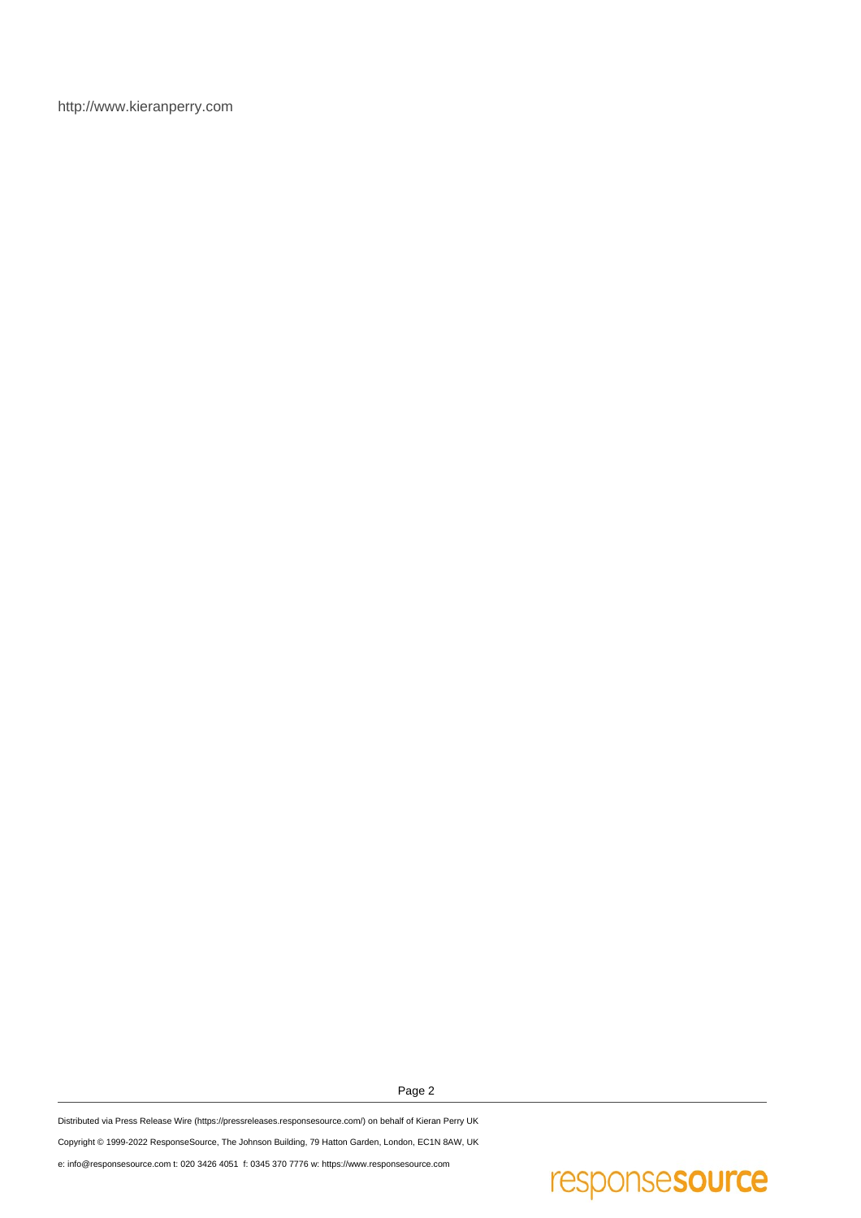http://www.kieranperry.com